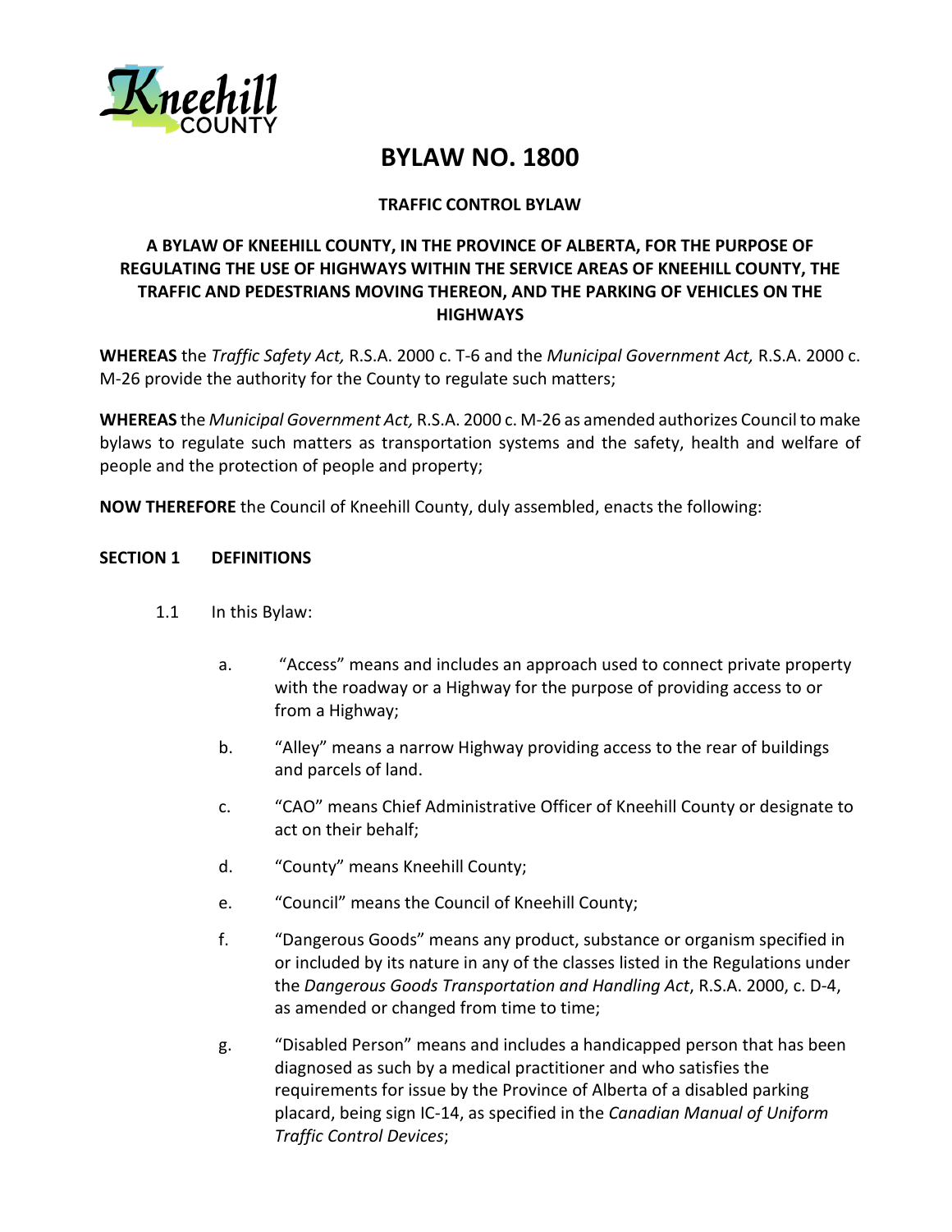# BYLAW NO. 1800

**TRAFFIC CONTROL BYLAW**

**A BYLAW OF KNEEHILL COUNTY, IN THE PROVINCE OF ALBERTA, FOR THE PURPOSE OF REGULATING THE USE OF HIGHWAYS WITHIN THE SERVICE AREAS OF KNEEHILL COUNTY, THE TRAFFIC AND PEDESTRIANS MOVING THEREON, AND THE PARKING OF VEHICLES ON THE HIGHWAYS**

**WHEREAS** the *Traffic Safety Act,* R.S.A. 2000 c. T-6 and the *Municipal Government Act,* R.S.A. 2000 c. M-26 provide the authority for the County to regulate such matters;

**WHEREAS** the *Municipal Government Act,* R.S.A. 2000 c. M-26 as amended authorizes Council to make bylaws to regulate such matters as transportation systems and the safety, health and welfare of people and the protection of people and property;

**NOW THEREFORE** the Council of Kneehill County, duly assembled, enacts the following:

## SECTION 1 DEFINITIONS

1.1 In this Bylaw:

a. "Access" means and includes an approach used to connect private property with the roadway or a Highway for the purpose of providing access to or from a Highway;

b. "Alley" means a narrow Highway providing access to the rear of buildings and parcels of land.

c. "CAO" means Chief Administrative Officer of Kneehill County or designate to act on their behalf;

d. "County" means Kneehill County;

e. "Council" means the Council of Kneehill County;

f. "Dangerous Goods" means any product, substance or organism specified in or included by its nature in any of the classes listed in the Regulations under the *Dangerous Goods Transportation and Handling Act*, R.S.A. 2000, c. D-4, as amended or changed from time to time;

g. "Disabled Person" means and includes a handicapped person that has been diagnosed as such by a medical practitioner and who satisfies the requirements for issue by the Province of Alberta of a disabled parking placard, being sign IC-14, as specified in the *Canadian Manual of Uniform Traffic Control Devices*;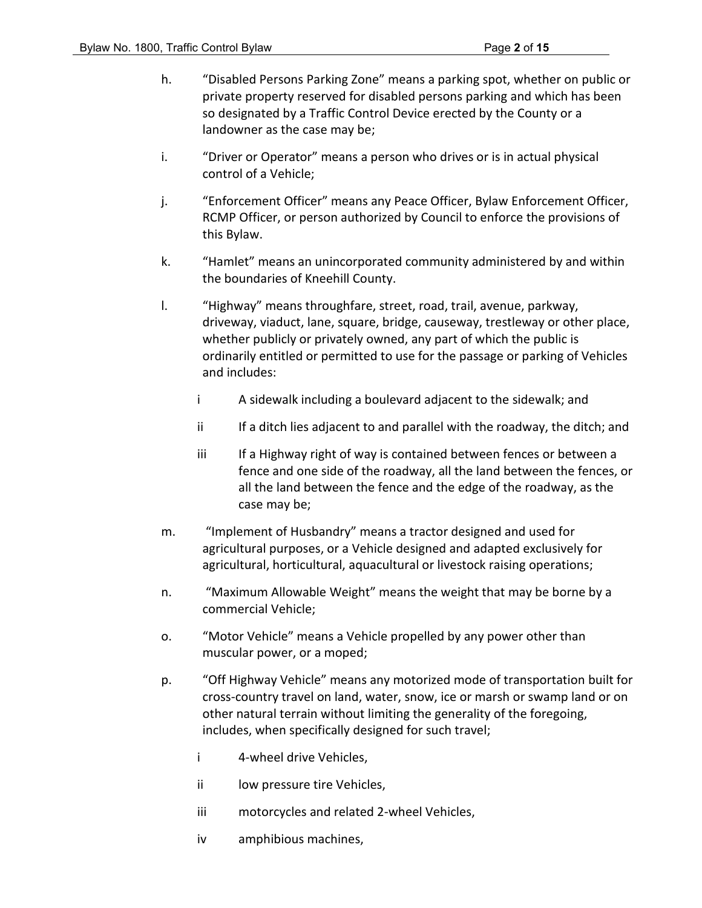h. "Disabled Persons Parking Zone" means a parking spot, whether on public or private property reserved for disabled persons parking and which has been so designated by a Traffic Control Device erected by the County or a landowner as the case may be;

i. "Driver or Operator" means a person who drives or is in actual physical control of a Vehicle;

j. "Enforcement Officer" means any Peace Officer, Bylaw Enforcement Officer, RCMP Officer, or person authorized by Council to enforce the provisions of this Bylaw.

k. "Hamlet" means an unincorporated community administered by and within the boundaries of Kneehill County.

l. "Highway" means throughfare, street, road, trail, avenue, parkway, driveway, viaduct, lane, square, bridge, causeway, trestleway or other place, whether publicly or privately owned, any part of which the public is ordinarily entitled or permitted to use for the passage or parking of Vehicles and includes:

   i A sidewalk including a boulevard adjacent to the sidewalk; and

   ii If a ditch lies adjacent to and parallel with the roadway, the ditch; and

   iii If a Highway right of way is contained between fences or between a fence and one side of the roadway, all the land between the fences, or all the land between the fence and the edge of the roadway, as the case may be;

m. "Implement of Husbandry" means a tractor designed and used for agricultural purposes, or a Vehicle designed and adapted exclusively for agricultural, horticultural, aquacultural or livestock raising operations;

n. "Maximum Allowable Weight" means the weight that may be borne by a commercial Vehicle;

o. "Motor Vehicle" means a Vehicle propelled by any power other than muscular power, or a moped;

p. "Off Highway Vehicle" means any motorized mode of transportation built for cross-country travel on land, water, snow, ice or marsh or swamp land or on other natural terrain without limiting the generality of the foregoing, includes, when specifically designed for such travel;

   i 4-wheel drive Vehicles,

   ii low pressure tire Vehicles,

   iii motorcycles and related 2-wheel Vehicles,

   iv amphibious machines,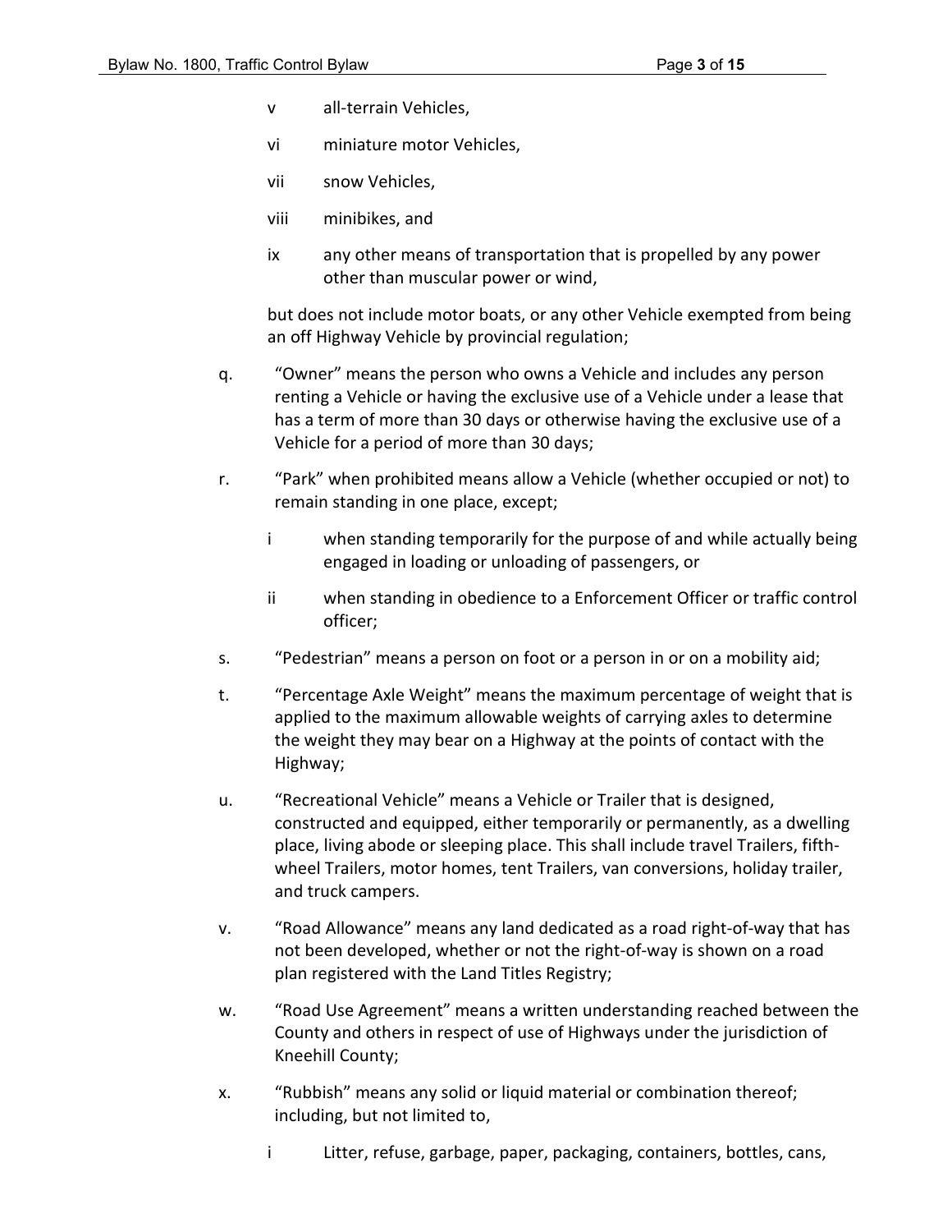v all-terrain Vehicles,

vi miniature motor Vehicles,

vii snow Vehicles,

viii minibikes, and

ix any other means of transportation that is propelled by any power other than muscular power or wind,

but does not include motor boats, or any other Vehicle exempted from being an off Highway Vehicle by provincial regulation;

q. "Owner" means the person who owns a Vehicle and includes any person renting a Vehicle or having the exclusive use of a Vehicle under a lease that has a term of more than 30 days or otherwise having the exclusive use of a Vehicle for a period of more than 30 days;

r. "Park" when prohibited means allow a Vehicle (whether occupied or not) to remain standing in one place, except;

   i when standing temporarily for the purpose of and while actually being engaged in loading or unloading of passengers, or

   ii when standing in obedience to a Enforcement Officer or traffic control officer;

s. "Pedestrian" means a person on foot or a person in or on a mobility aid;

t. "Percentage Axle Weight" means the maximum percentage of weight that is applied to the maximum allowable weights of carrying axles to determine the weight they may bear on a Highway at the points of contact with the Highway;

u. "Recreational Vehicle" means a Vehicle or Trailer that is designed, constructed and equipped, either temporarily or permanently, as a dwelling place, living abode or sleeping place. This shall include travel Trailers, fifth-wheel Trailers, motor homes, tent Trailers, van conversions, holiday trailer, and truck campers.

v. "Road Allowance" means any land dedicated as a road right-of-way that has not been developed, whether or not the right-of-way is shown on a road plan registered with the Land Titles Registry;

w. "Road Use Agreement" means a written understanding reached between the County and others in respect of use of Highways under the jurisdiction of Kneehill County;

x. "Rubbish" means any solid or liquid material or combination thereof; including, but not limited to,

   i Litter, refuse, garbage, paper, packaging, containers, bottles, cans,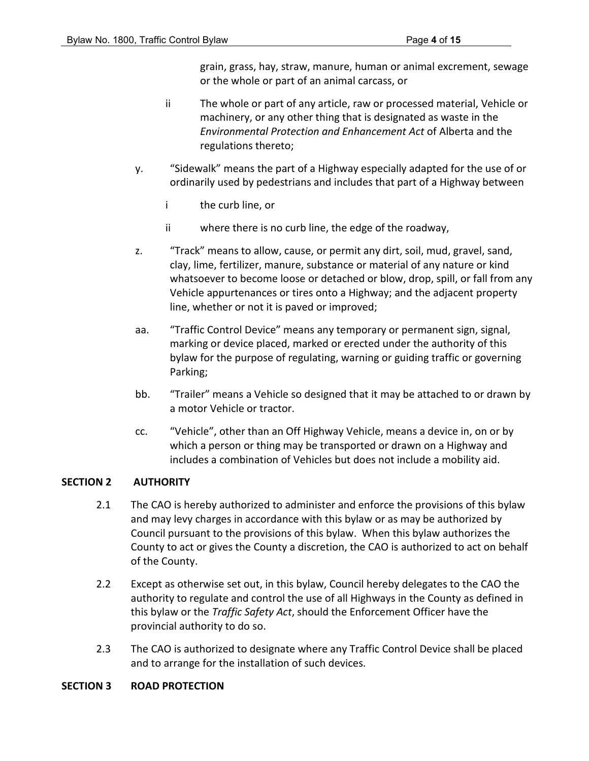grain, grass, hay, straw, manure, human or animal excrement, sewage or the whole or part of an animal carcass, or

ii The whole or part of any article, raw or processed material, Vehicle or machinery, or any other thing that is designated as waste in the *Environmental Protection and Enhancement Act* of Alberta and the regulations thereto;

y. "Sidewalk" means the part of a Highway especially adapted for the use of or ordinarily used by pedestrians and includes that part of a Highway between

i the curb line, or

ii where there is no curb line, the edge of the roadway,

z. "Track" means to allow, cause, or permit any dirt, soil, mud, gravel, sand, clay, lime, fertilizer, manure, substance or material of any nature or kind whatsoever to become loose or detached or blow, drop, spill, or fall from any Vehicle appurtenances or tires onto a Highway; and the adjacent property line, whether or not it is paved or improved;

aa. "Traffic Control Device" means any temporary or permanent sign, signal, marking or device placed, marked or erected under the authority of this bylaw for the purpose of regulating, warning or guiding traffic or governing Parking;

bb. "Trailer" means a Vehicle so designed that it may be attached to or drawn by a motor Vehicle or tractor.

cc. "Vehicle", other than an Off Highway Vehicle, means a device in, on or by which a person or thing may be transported or drawn on a Highway and includes a combination of Vehicles but does not include a mobility aid.

## SECTION 2 AUTHORITY

2.1 The CAO is hereby authorized to administer and enforce the provisions of this bylaw and may levy charges in accordance with this bylaw or as may be authorized by Council pursuant to the provisions of this bylaw. When this bylaw authorizes the County to act or gives the County a discretion, the CAO is authorized to act on behalf of the County.

2.2 Except as otherwise set out, in this bylaw, Council hereby delegates to the CAO the authority to regulate and control the use of all Highways in the County as defined in this bylaw or the *Traffic Safety Act*, should the Enforcement Officer have the provincial authority to do so.

2.3 The CAO is authorized to designate where any Traffic Control Device shall be placed and to arrange for the installation of such devices.

## SECTION 3 ROAD PROTECTION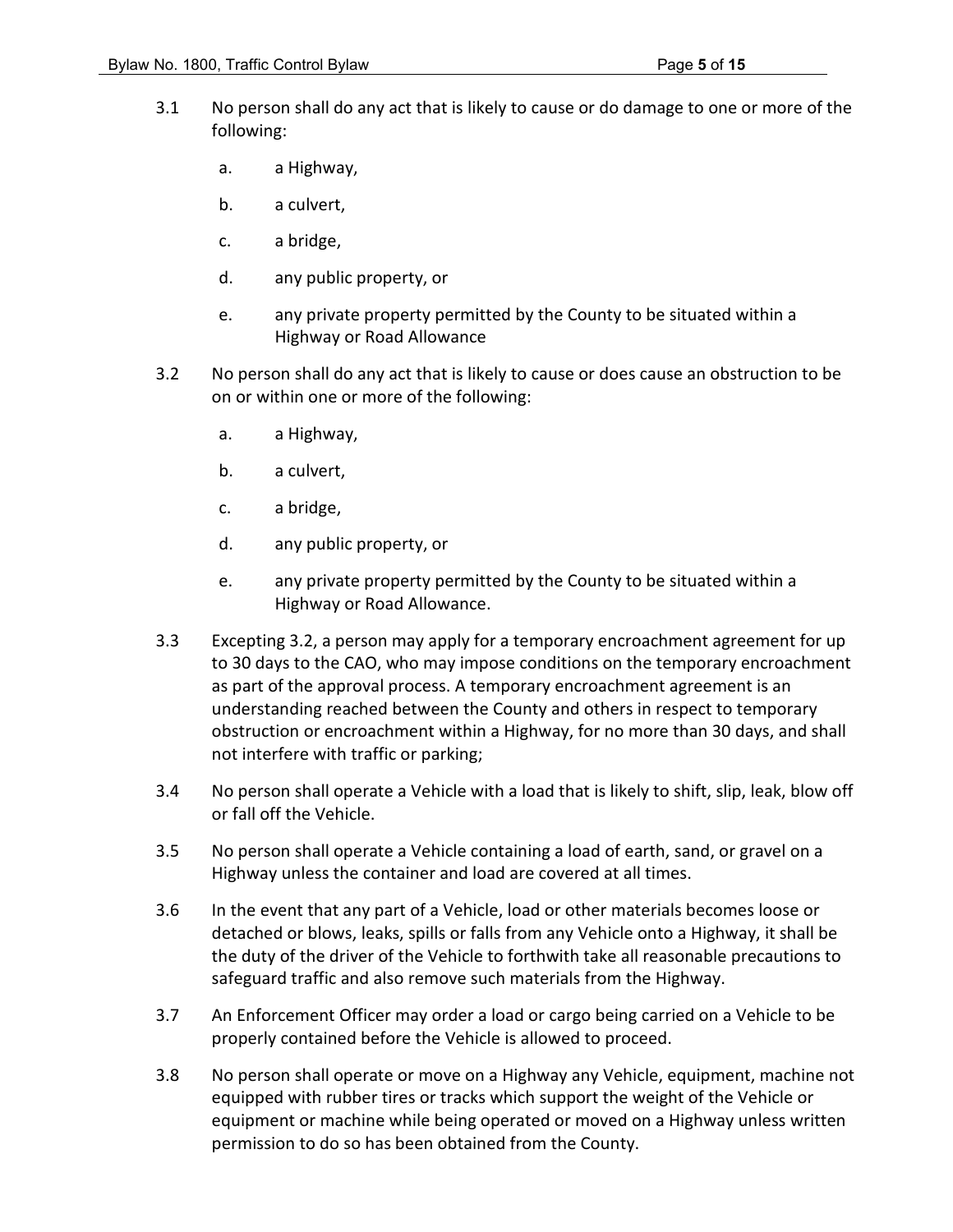3.1 No person shall do any act that is likely to cause or do damage to one or more of the following:

a. a Highway,

b. a culvert,

c. a bridge,

d. any public property, or

e. any private property permitted by the County to be situated within a Highway or Road Allowance

3.2 No person shall do any act that is likely to cause or does cause an obstruction to be on or within one or more of the following:

a. a Highway,

b. a culvert,

c. a bridge,

d. any public property, or

e. any private property permitted by the County to be situated within a Highway or Road Allowance.

3.3 Excepting 3.2, a person may apply for a temporary encroachment agreement for up to 30 days to the CAO, who may impose conditions on the temporary encroachment as part of the approval process. A temporary encroachment agreement is an understanding reached between the County and others in respect to temporary obstruction or encroachment within a Highway, for no more than 30 days, and shall not interfere with traffic or parking;

3.4 No person shall operate a Vehicle with a load that is likely to shift, slip, leak, blow off or fall off the Vehicle.

3.5 No person shall operate a Vehicle containing a load of earth, sand, or gravel on a Highway unless the container and load are covered at all times.

3.6 In the event that any part of a Vehicle, load or other materials becomes loose or detached or blows, leaks, spills or falls from any Vehicle onto a Highway, it shall be the duty of the driver of the Vehicle to forthwith take all reasonable precautions to safeguard traffic and also remove such materials from the Highway.

3.7 An Enforcement Officer may order a load or cargo being carried on a Vehicle to be properly contained before the Vehicle is allowed to proceed.

3.8 No person shall operate or move on a Highway any Vehicle, equipment, machine not equipped with rubber tires or tracks which support the weight of the Vehicle or equipment or machine while being operated or moved on a Highway unless written permission to do so has been obtained from the County.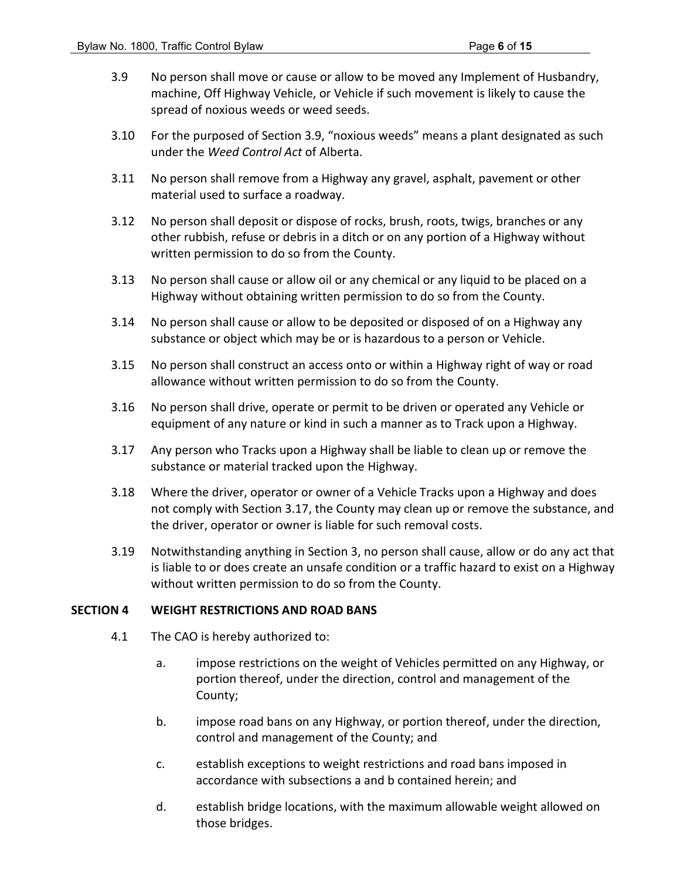3.9 No person shall move or cause or allow to be moved any Implement of Husbandry, machine, Off Highway Vehicle, or Vehicle if such movement is likely to cause the spread of noxious weeds or weed seeds.

3.10 For the purposed of Section 3.9, “noxious weeds” means a plant designated as such under the *Weed Control Act* of Alberta.

3.11 No person shall remove from a Highway any gravel, asphalt, pavement or other material used to surface a roadway.

3.12 No person shall deposit or dispose of rocks, brush, roots, twigs, branches or any other rubbish, refuse or debris in a ditch or on any portion of a Highway without written permission to do so from the County.

3.13 No person shall cause or allow oil or any chemical or any liquid to be placed on a Highway without obtaining written permission to do so from the County.

3.14 No person shall cause or allow to be deposited or disposed of on a Highway any substance or object which may be or is hazardous to a person or Vehicle.

3.15 No person shall construct an access onto or within a Highway right of way or road allowance without written permission to do so from the County.

3.16 No person shall drive, operate or permit to be driven or operated any Vehicle or equipment of any nature or kind in such a manner as to Track upon a Highway.

3.17 Any person who Tracks upon a Highway shall be liable to clean up or remove the substance or material tracked upon the Highway.

3.18 Where the driver, operator or owner of a Vehicle Tracks upon a Highway and does not comply with Section 3.17, the County may clean up or remove the substance, and the driver, operator or owner is liable for such removal costs.

3.19 Notwithstanding anything in Section 3, no person shall cause, allow or do any act that is liable to or does create an unsafe condition or a traffic hazard to exist on a Highway without written permission to do so from the County.

## SECTION 4 WEIGHT RESTRICTIONS AND ROAD BANS

4.1 The CAO is hereby authorized to:

a. impose restrictions on the weight of Vehicles permitted on any Highway, or portion thereof, under the direction, control and management of the County;

b. impose road bans on any Highway, or portion thereof, under the direction, control and management of the County; and

c. establish exceptions to weight restrictions and road bans imposed in accordance with subsections a and b contained herein; and

d. establish bridge locations, with the maximum allowable weight allowed on those bridges.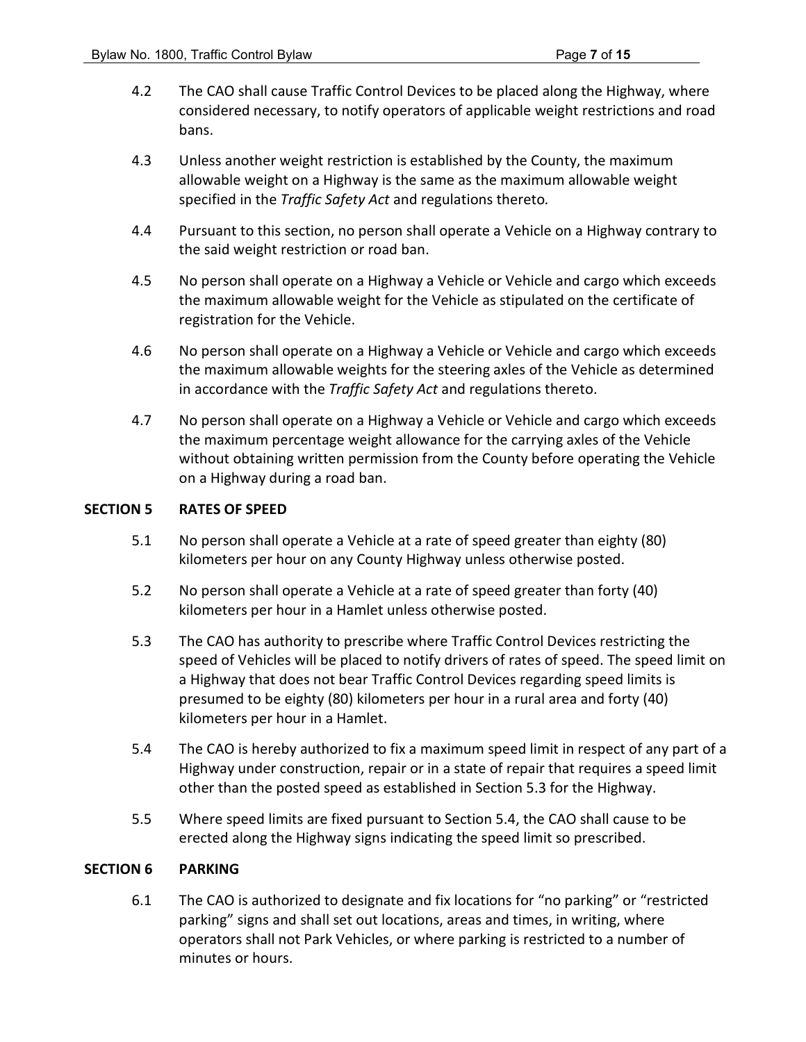4.2 The CAO shall cause Traffic Control Devices to be placed along the Highway, where considered necessary, to notify operators of applicable weight restrictions and road bans.

4.3 Unless another weight restriction is established by the County, the maximum allowable weight on a Highway is the same as the maximum allowable weight specified in the *Traffic Safety Act* and regulations thereto*.*

4.4 Pursuant to this section, no person shall operate a Vehicle on a Highway contrary to the said weight restriction or road ban.

4.5 No person shall operate on a Highway a Vehicle or Vehicle and cargo which exceeds the maximum allowable weight for the Vehicle as stipulated on the certificate of registration for the Vehicle.

4.6 No person shall operate on a Highway a Vehicle or Vehicle and cargo which exceeds the maximum allowable weights for the steering axles of the Vehicle as determined in accordance with the *Traffic Safety Act* and regulations thereto.

4.7 No person shall operate on a Highway a Vehicle or Vehicle and cargo which exceeds the maximum percentage weight allowance for the carrying axles of the Vehicle without obtaining written permission from the County before operating the Vehicle on a Highway during a road ban.

## SECTION 5 RATES OF SPEED

5.1 No person shall operate a Vehicle at a rate of speed greater than eighty (80) kilometers per hour on any County Highway unless otherwise posted.

5.2 No person shall operate a Vehicle at a rate of speed greater than forty (40) kilometers per hour in a Hamlet unless otherwise posted.

5.3 The CAO has authority to prescribe where Traffic Control Devices restricting the speed of Vehicles will be placed to notify drivers of rates of speed. The speed limit on a Highway that does not bear Traffic Control Devices regarding speed limits is presumed to be eighty (80) kilometers per hour in a rural area and forty (40) kilometers per hour in a Hamlet.

5.4 The CAO is hereby authorized to fix a maximum speed limit in respect of any part of a Highway under construction, repair or in a state of repair that requires a speed limit other than the posted speed as established in Section 5.3 for the Highway.

5.5 Where speed limits are fixed pursuant to Section 5.4, the CAO shall cause to be erected along the Highway signs indicating the speed limit so prescribed.

## SECTION 6 PARKING

6.1 The CAO is authorized to designate and fix locations for "no parking" or "restricted parking" signs and shall set out locations, areas and times, in writing, where operators shall not Park Vehicles, or where parking is restricted to a number of minutes or hours.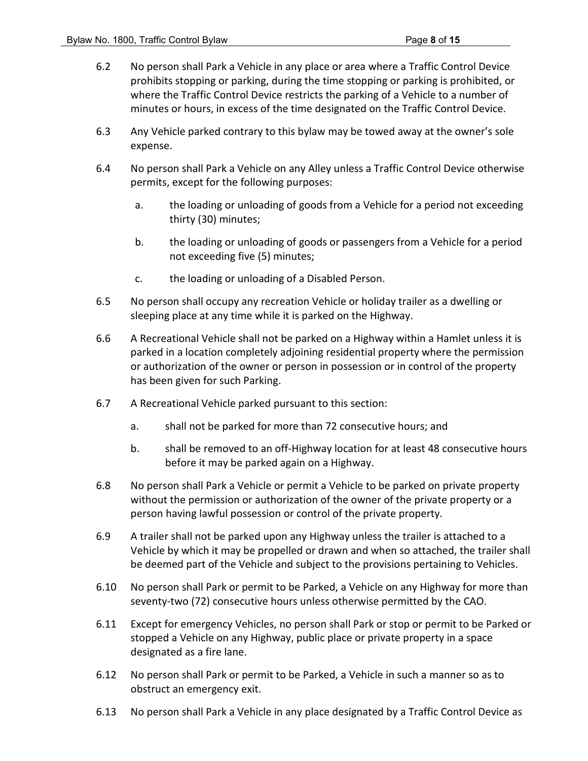6.2 No person shall Park a Vehicle in any place or area where a Traffic Control Device prohibits stopping or parking, during the time stopping or parking is prohibited, or where the Traffic Control Device restricts the parking of a Vehicle to a number of minutes or hours, in excess of the time designated on the Traffic Control Device.

6.3 Any Vehicle parked contrary to this bylaw may be towed away at the owner's sole expense.

6.4 No person shall Park a Vehicle on any Alley unless a Traffic Control Device otherwise permits, except for the following purposes:

a. the loading or unloading of goods from a Vehicle for a period not exceeding thirty (30) minutes;

b. the loading or unloading of goods or passengers from a Vehicle for a period not exceeding five (5) minutes;

c. the loading or unloading of a Disabled Person.

6.5 No person shall occupy any recreation Vehicle or holiday trailer as a dwelling or sleeping place at any time while it is parked on the Highway.

6.6 A Recreational Vehicle shall not be parked on a Highway within a Hamlet unless it is parked in a location completely adjoining residential property where the permission or authorization of the owner or person in possession or in control of the property has been given for such Parking.

6.7 A Recreational Vehicle parked pursuant to this section:

a. shall not be parked for more than 72 consecutive hours; and

b. shall be removed to an off-Highway location for at least 48 consecutive hours before it may be parked again on a Highway.

6.8 No person shall Park a Vehicle or permit a Vehicle to be parked on private property without the permission or authorization of the owner of the private property or a person having lawful possession or control of the private property.

6.9 A trailer shall not be parked upon any Highway unless the trailer is attached to a Vehicle by which it may be propelled or drawn and when so attached, the trailer shall be deemed part of the Vehicle and subject to the provisions pertaining to Vehicles.

6.10 No person shall Park or permit to be Parked, a Vehicle on any Highway for more than seventy-two (72) consecutive hours unless otherwise permitted by the CAO.

6.11 Except for emergency Vehicles, no person shall Park or stop or permit to be Parked or stopped a Vehicle on any Highway, public place or private property in a space designated as a fire lane.

6.12 No person shall Park or permit to be Parked, a Vehicle in such a manner so as to obstruct an emergency exit.

6.13 No person shall Park a Vehicle in any place designated by a Traffic Control Device as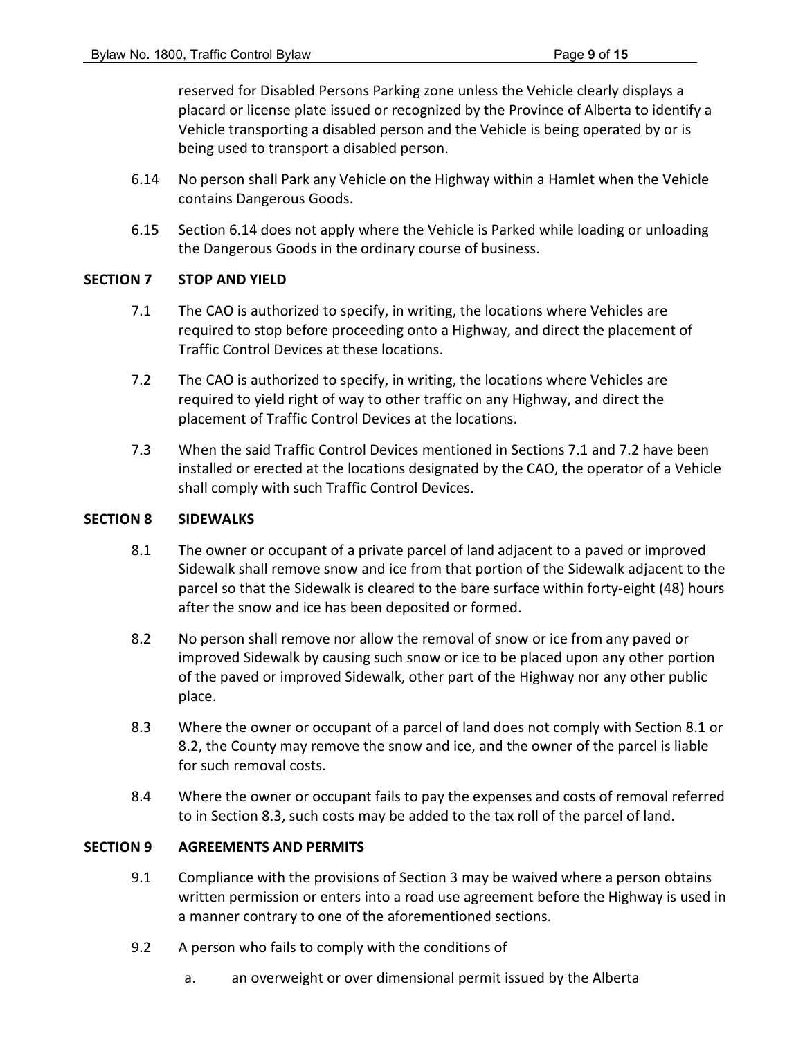reserved for Disabled Persons Parking zone unless the Vehicle clearly displays a placard or license plate issued or recognized by the Province of Alberta to identify a Vehicle transporting a disabled person and the Vehicle is being operated by or is being used to transport a disabled person.

6.14 No person shall Park any Vehicle on the Highway within a Hamlet when the Vehicle contains Dangerous Goods.

6.15 Section 6.14 does not apply where the Vehicle is Parked while loading or unloading the Dangerous Goods in the ordinary course of business.

## SECTION 7 STOP AND YIELD

7.1 The CAO is authorized to specify, in writing, the locations where Vehicles are required to stop before proceeding onto a Highway, and direct the placement of Traffic Control Devices at these locations.

7.2 The CAO is authorized to specify, in writing, the locations where Vehicles are required to yield right of way to other traffic on any Highway, and direct the placement of Traffic Control Devices at the locations.

7.3 When the said Traffic Control Devices mentioned in Sections 7.1 and 7.2 have been installed or erected at the locations designated by the CAO, the operator of a Vehicle shall comply with such Traffic Control Devices.

## SECTION 8 SIDEWALKS

8.1 The owner or occupant of a private parcel of land adjacent to a paved or improved Sidewalk shall remove snow and ice from that portion of the Sidewalk adjacent to the parcel so that the Sidewalk is cleared to the bare surface within forty-eight (48) hours after the snow and ice has been deposited or formed.

8.2 No person shall remove nor allow the removal of snow or ice from any paved or improved Sidewalk by causing such snow or ice to be placed upon any other portion of the paved or improved Sidewalk, other part of the Highway nor any other public place.

8.3 Where the owner or occupant of a parcel of land does not comply with Section 8.1 or 8.2, the County may remove the snow and ice, and the owner of the parcel is liable for such removal costs.

8.4 Where the owner or occupant fails to pay the expenses and costs of removal referred to in Section 8.3, such costs may be added to the tax roll of the parcel of land.

## SECTION 9 AGREEMENTS AND PERMITS

9.1 Compliance with the provisions of Section 3 may be waived where a person obtains written permission or enters into a road use agreement before the Highway is used in a manner contrary to one of the aforementioned sections.

9.2 A person who fails to comply with the conditions of

a. an overweight or over dimensional permit issued by the Alberta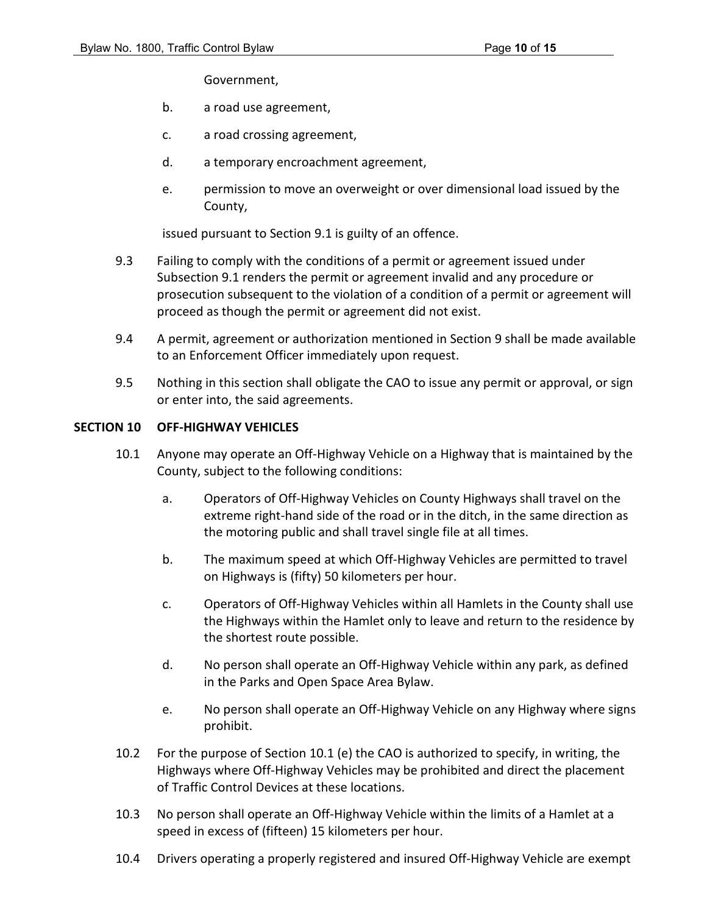Government,

b. a road use agreement,

c. a road crossing agreement,

d. a temporary encroachment agreement,

e. permission to move an overweight or over dimensional load issued by the County,

issued pursuant to Section 9.1 is guilty of an offence.

9.3 Failing to comply with the conditions of a permit or agreement issued under Subsection 9.1 renders the permit or agreement invalid and any procedure or prosecution subsequent to the violation of a condition of a permit or agreement will proceed as though the permit or agreement did not exist.

9.4 A permit, agreement or authorization mentioned in Section 9 shall be made available to an Enforcement Officer immediately upon request.

9.5 Nothing in this section shall obligate the CAO to issue any permit or approval, or sign or enter into, the said agreements.

## SECTION 10 OFF-HIGHWAY VEHICLES

10.1 Anyone may operate an Off-Highway Vehicle on a Highway that is maintained by the County, subject to the following conditions:

a. Operators of Off-Highway Vehicles on County Highways shall travel on the extreme right-hand side of the road or in the ditch, in the same direction as the motoring public and shall travel single file at all times.

b. The maximum speed at which Off-Highway Vehicles are permitted to travel on Highways is (fifty) 50 kilometers per hour.

c. Operators of Off-Highway Vehicles within all Hamlets in the County shall use the Highways within the Hamlet only to leave and return to the residence by the shortest route possible.

d. No person shall operate an Off-Highway Vehicle within any park, as defined in the Parks and Open Space Area Bylaw.

e. No person shall operate an Off-Highway Vehicle on any Highway where signs prohibit.

10.2 For the purpose of Section 10.1 (e) the CAO is authorized to specify, in writing, the Highways where Off-Highway Vehicles may be prohibited and direct the placement of Traffic Control Devices at these locations.

10.3 No person shall operate an Off-Highway Vehicle within the limits of a Hamlet at a speed in excess of (fifteen) 15 kilometers per hour.

10.4 Drivers operating a properly registered and insured Off-Highway Vehicle are exempt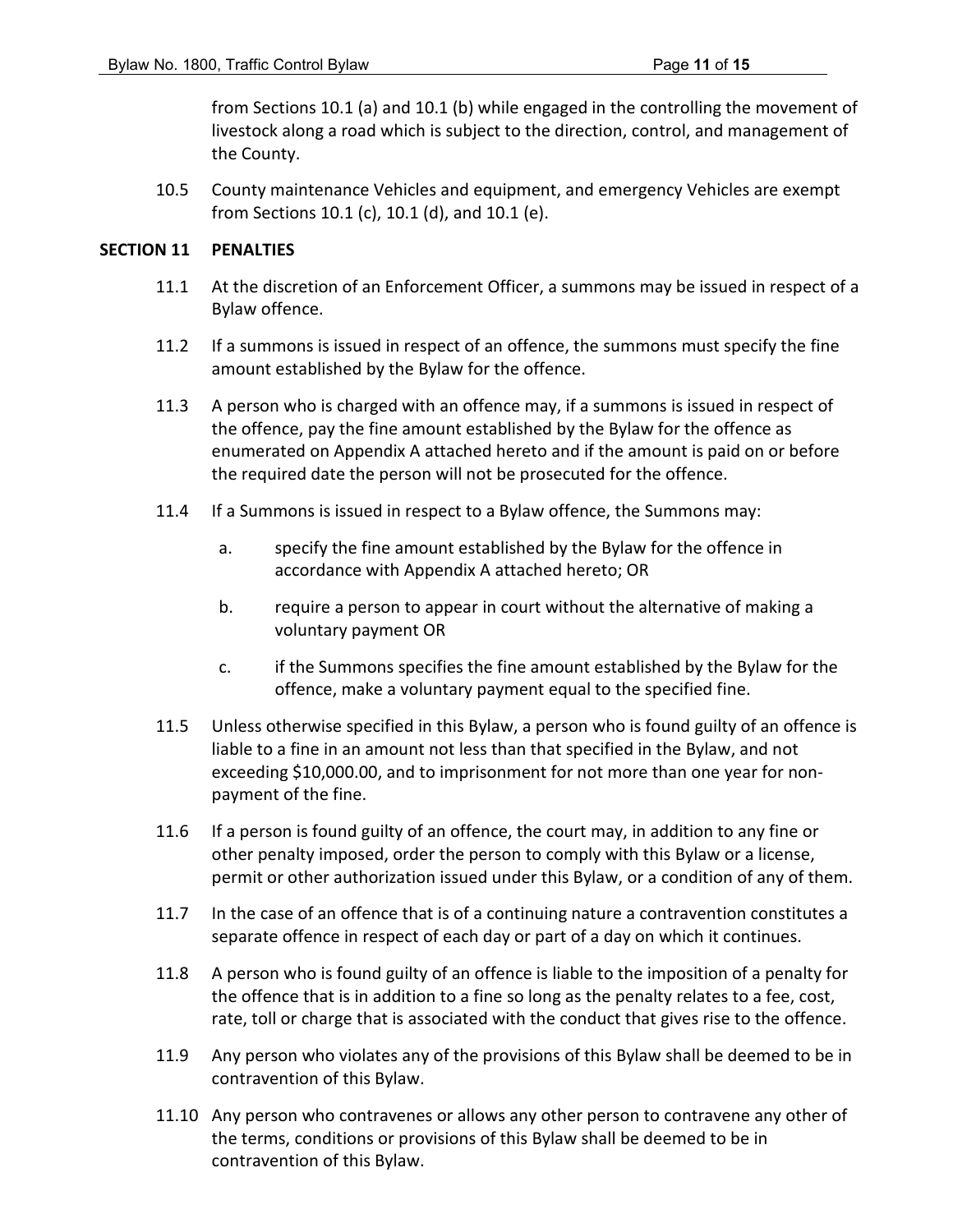from Sections 10.1 (a) and 10.1 (b) while engaged in the controlling the movement of livestock along a road which is subject to the direction, control, and management of the County.

10.5 County maintenance Vehicles and equipment, and emergency Vehicles are exempt from Sections 10.1 (c), 10.1 (d), and 10.1 (e).

## SECTION 11 PENALTIES

11.1 At the discretion of an Enforcement Officer, a summons may be issued in respect of a Bylaw offence.

11.2 If a summons is issued in respect of an offence, the summons must specify the fine amount established by the Bylaw for the offence.

11.3 A person who is charged with an offence may, if a summons is issued in respect of the offence, pay the fine amount established by the Bylaw for the offence as enumerated on Appendix A attached hereto and if the amount is paid on or before the required date the person will not be prosecuted for the offence.

11.4 If a Summons is issued in respect to a Bylaw offence, the Summons may:

a. specify the fine amount established by the Bylaw for the offence in accordance with Appendix A attached hereto; OR

b. require a person to appear in court without the alternative of making a voluntary payment OR

c. if the Summons specifies the fine amount established by the Bylaw for the offence, make a voluntary payment equal to the specified fine.

11.5 Unless otherwise specified in this Bylaw, a person who is found guilty of an offence is liable to a fine in an amount not less than that specified in the Bylaw, and not exceeding $10,000.00, and to imprisonment for not more than one year for non-payment of the fine.

11.6 If a person is found guilty of an offence, the court may, in addition to any fine or other penalty imposed, order the person to comply with this Bylaw or a license, permit or other authorization issued under this Bylaw, or a condition of any of them.

11.7 In the case of an offence that is of a continuing nature a contravention constitutes a separate offence in respect of each day or part of a day on which it continues.

11.8 A person who is found guilty of an offence is liable to the imposition of a penalty for the offence that is in addition to a fine so long as the penalty relates to a fee, cost, rate, toll or charge that is associated with the conduct that gives rise to the offence.

11.9 Any person who violates any of the provisions of this Bylaw shall be deemed to be in contravention of this Bylaw.

11.10 Any person who contravenes or allows any other person to contravene any other of the terms, conditions or provisions of this Bylaw shall be deemed to be in contravention of this Bylaw.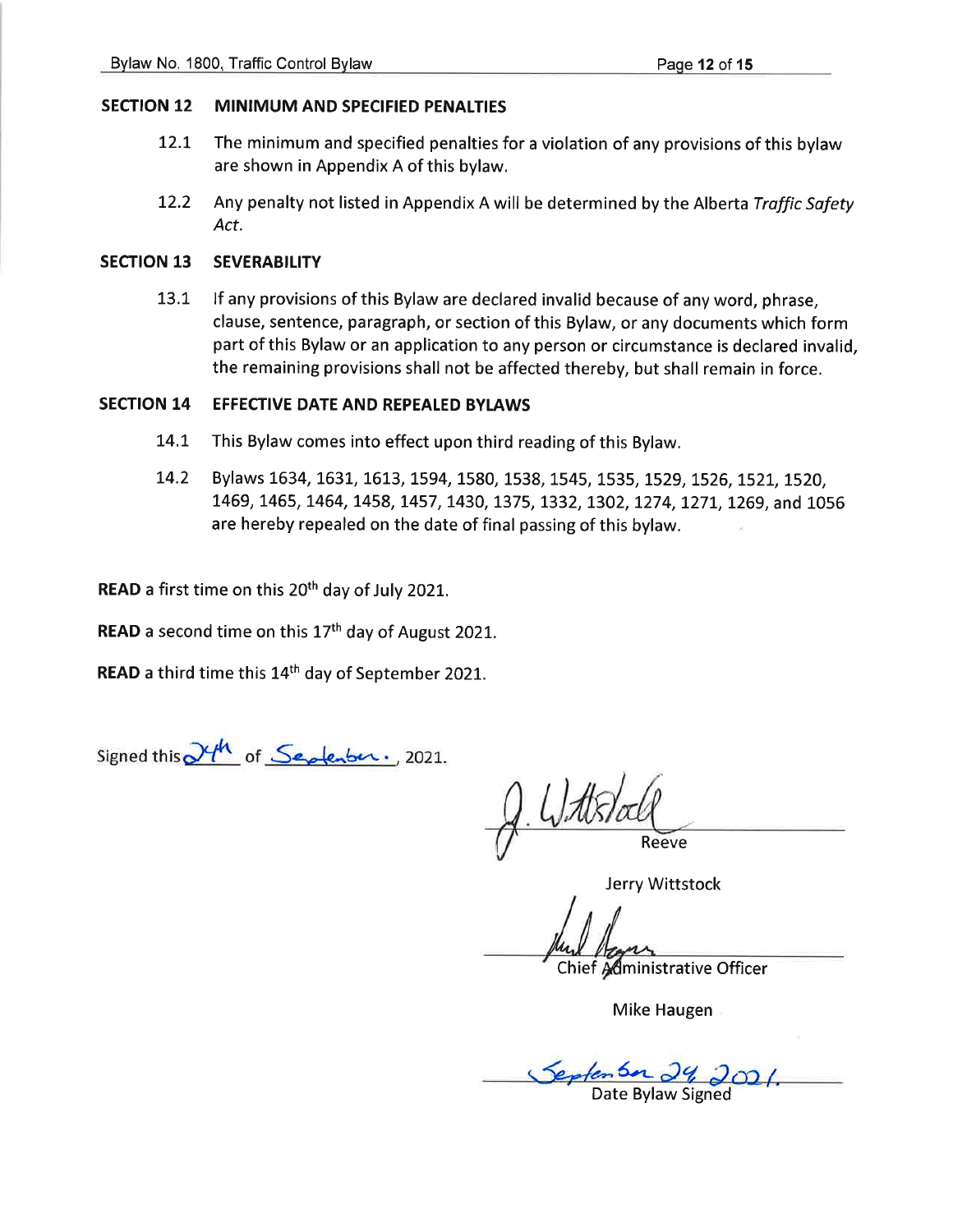## SECTION 12 MINIMUM AND SPECIFIED PENALTIES

12.1 The minimum and specified penalties for a violation of any provisions of this bylaw are shown in Appendix A of this bylaw.

12.2 Any penalty not listed in Appendix A will be determined by the Alberta *Traffic Safety Act*.

## SECTION 13 SEVERABILITY

13.1 If any provisions of this Bylaw are declared invalid because of any word, phrase, clause, sentence, paragraph, or section of this Bylaw, or any documents which form part of this Bylaw or an application to any person or circumstance is declared invalid, the remaining provisions shall not be affected thereby, but shall remain in force.

## SECTION 14 EFFECTIVE DATE AND REPEALED BYLAWS

14.1 This Bylaw comes into effect upon third reading of this Bylaw.

14.2 Bylaws 1634, 1631, 1613, 1594, 1580, 1538, 1545, 1535, 1529, 1526, 1521, 1520, 1469, 1465, 1464, 1458, 1457, 1430, 1375, 1332, 1302, 1274, 1271, 1269, and 1056 are hereby repealed on the date of final passing of this bylaw.

**READ** a first time on this 20th day of July 2021.

**READ** a second time on this 17th day of August 2021.

**READ** a third time this 14th day of September 2021.

Signed this 24th of September, 2021.

J. Wittstock

Reeve

Jerry Wittstock

Chief Administrative Officer

Mike Haugen

September 24 2021.

Date Bylaw Signed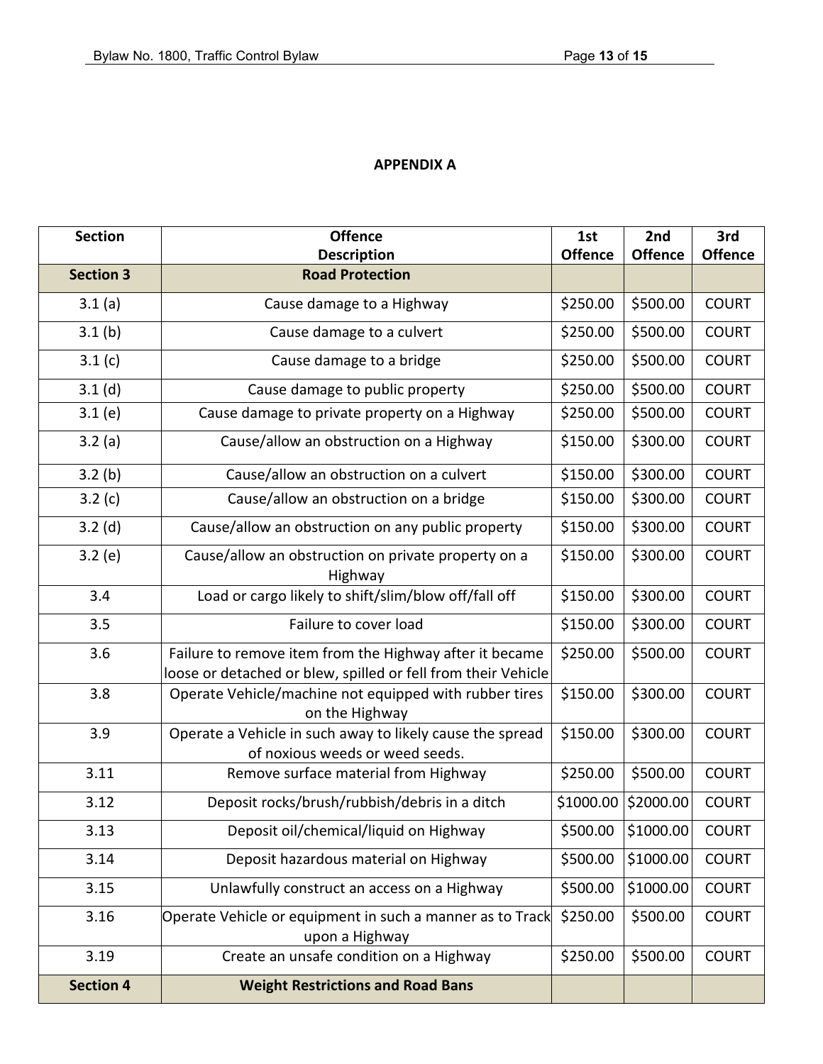## APPENDIX A

| Section | Offence Description | 1st Offence | 2nd Offence | 3rd Offence |
|---|---|---|---|---|
| **Section 3** | **Road Protection** | | | |
| 3.1 (a) | Cause damage to a Highway | $250.00 | $500.00 | COURT |
| 3.1 (b) | Cause damage to a culvert | $250.00 | $500.00 | COURT |
| 3.1 (c) | Cause damage to a bridge | $250.00 | $500.00 | COURT |
| 3.1 (d) | Cause damage to public property | $250.00 | $500.00 | COURT |
| 3.1 (e) | Cause damage to private property on a Highway | $250.00 | $500.00 | COURT |
| 3.2 (a) | Cause/allow an obstruction on a Highway | $150.00 | $300.00 | COURT |
| 3.2 (b) | Cause/allow an obstruction on a culvert | $150.00 | $300.00 | COURT |
| 3.2 (c) | Cause/allow an obstruction on a bridge | $150.00 | $300.00 | COURT |
| 3.2 (d) | Cause/allow an obstruction on any public property | $150.00 | $300.00 | COURT |
| 3.2 (e) | Cause/allow an obstruction on private property on a Highway | $150.00 | $300.00 | COURT |
| 3.4 | Load or cargo likely to shift/slim/blow off/fall off | $150.00 | $300.00 | COURT |
| 3.5 | Failure to cover load | $150.00 | $300.00 | COURT |
| 3.6 | Failure to remove item from the Highway after it became loose or detached or blew, spilled or fell from their Vehicle | $250.00 | $500.00 | COURT |
| 3.8 | Operate Vehicle/machine not equipped with rubber tires on the Highway | $150.00 | $300.00 | COURT |
| 3.9 | Operate a Vehicle in such away to likely cause the spread of noxious weeds or weed seeds. | $150.00 | $300.00 | COURT |
| 3.11 | Remove surface material from Highway | $250.00 | $500.00 | COURT |
| 3.12 | Deposit rocks/brush/rubbish/debris in a ditch | $1000.00 | $2000.00 | COURT |
| 3.13 | Deposit oil/chemical/liquid on Highway | $500.00 | $1000.00 | COURT |
| 3.14 | Deposit hazardous material on Highway | $500.00 | $1000.00 | COURT |
| 3.15 | Unlawfully construct an access on a Highway | $500.00 | $1000.00 | COURT |
| 3.16 | Operate Vehicle or equipment in such a manner as to Track upon a Highway | $250.00 | $500.00 | COURT |
| 3.19 | Create an unsafe condition on a Highway | $250.00 | $500.00 | COURT |
| **Section 4** | **Weight Restrictions and Road Bans** | | | |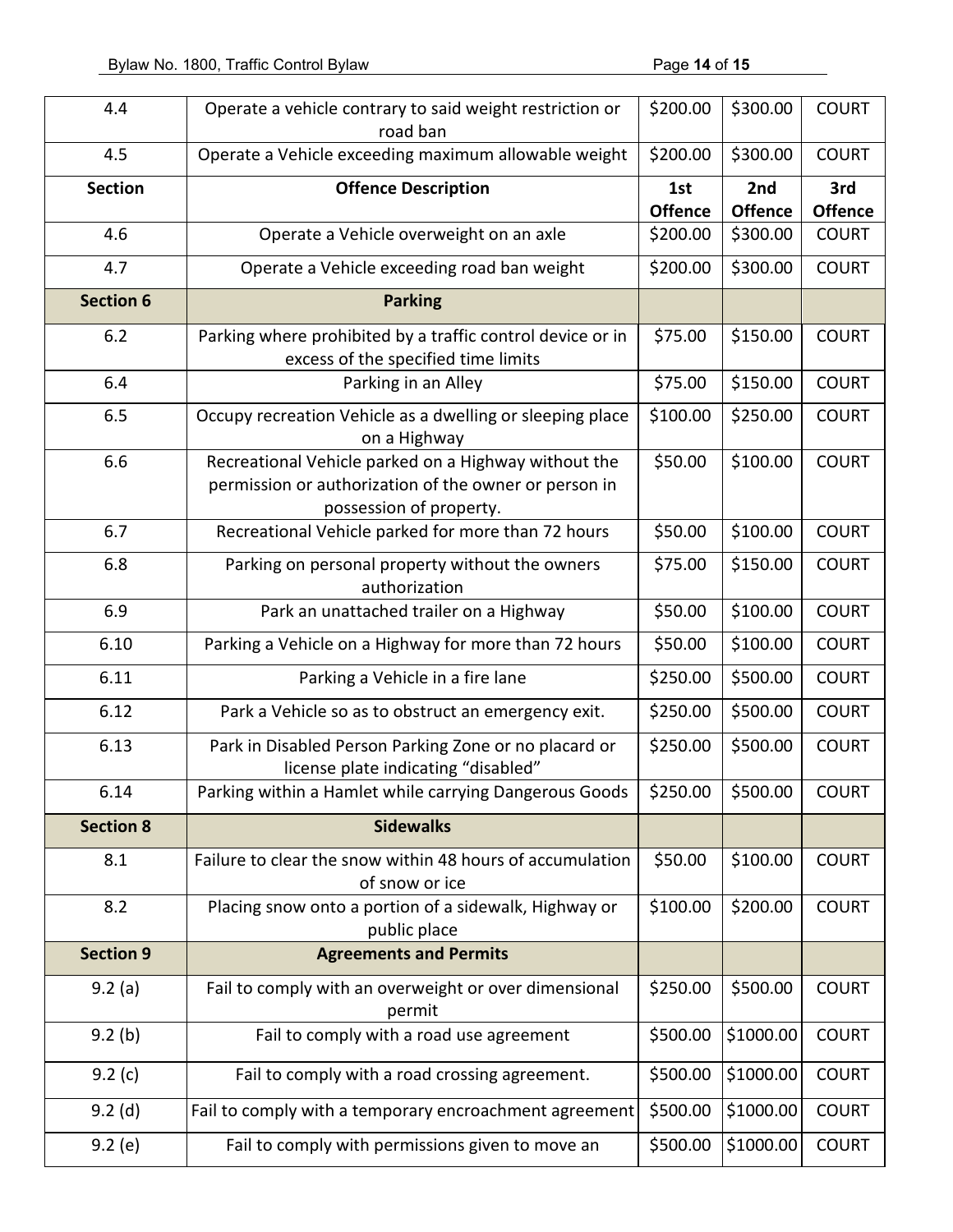| 4.4 | Operate a vehicle contrary to said weight restriction or road ban | $200.00 | $300.00 | COURT |
|---|---|---|---|---|
| 4.5 | Operate a Vehicle exceeding maximum allowable weight | $200.00 | $300.00 | COURT |
| **Section** | **Offence Description** | **1st Offence** | **2nd Offence** | **3rd Offence** |
| 4.6 | Operate a Vehicle overweight on an axle | $200.00 | $300.00 | COURT |
| 4.7 | Operate a Vehicle exceeding road ban weight | $200.00 | $300.00 | COURT |
| **Section 6** | **Parking** | | | |
| 6.2 | Parking where prohibited by a traffic control device or in excess of the specified time limits | $75.00 | $150.00 | COURT |
| 6.4 | Parking in an Alley | $75.00 | $150.00 | COURT |
| 6.5 | Occupy recreation Vehicle as a dwelling or sleeping place on a Highway | $100.00 | $250.00 | COURT |
| 6.6 | Recreational Vehicle parked on a Highway without the permission or authorization of the owner or person in possession of property. | $50.00 | $100.00 | COURT |
| 6.7 | Recreational Vehicle parked for more than 72 hours | $50.00 | $100.00 | COURT |
| 6.8 | Parking on personal property without the owners authorization | $75.00 | $150.00 | COURT |
| 6.9 | Park an unattached trailer on a Highway | $50.00 | $100.00 | COURT |
| 6.10 | Parking a Vehicle on a Highway for more than 72 hours | $50.00 | $100.00 | COURT |
| 6.11 | Parking a Vehicle in a fire lane | $250.00 | $500.00 | COURT |
| 6.12 | Park a Vehicle so as to obstruct an emergency exit. | $250.00 | $500.00 | COURT |
| 6.13 | Park in Disabled Person Parking Zone or no placard or license plate indicating "disabled" | $250.00 | $500.00 | COURT |
| 6.14 | Parking within a Hamlet while carrying Dangerous Goods | $250.00 | $500.00 | COURT |
| **Section 8** | **Sidewalks** | | | |
| 8.1 | Failure to clear the snow within 48 hours of accumulation of snow or ice | $50.00 | $100.00 | COURT |
| 8.2 | Placing snow onto a portion of a sidewalk, Highway or public place | $100.00 | $200.00 | COURT |
| **Section 9** | **Agreements and Permits** | | | |
| 9.2 (a) | Fail to comply with an overweight or over dimensional permit | $250.00 | $500.00 | COURT |
| 9.2 (b) | Fail to comply with a road use agreement | $500.00 | $1000.00 | COURT |
| 9.2 (c) | Fail to comply with a road crossing agreement. | $500.00 | $1000.00 | COURT |
| 9.2 (d) | Fail to comply with a temporary encroachment agreement | $500.00 | $1000.00 | COURT |
| 9.2 (e) | Fail to comply with permissions given to move an | $500.00 | $1000.00 | COURT |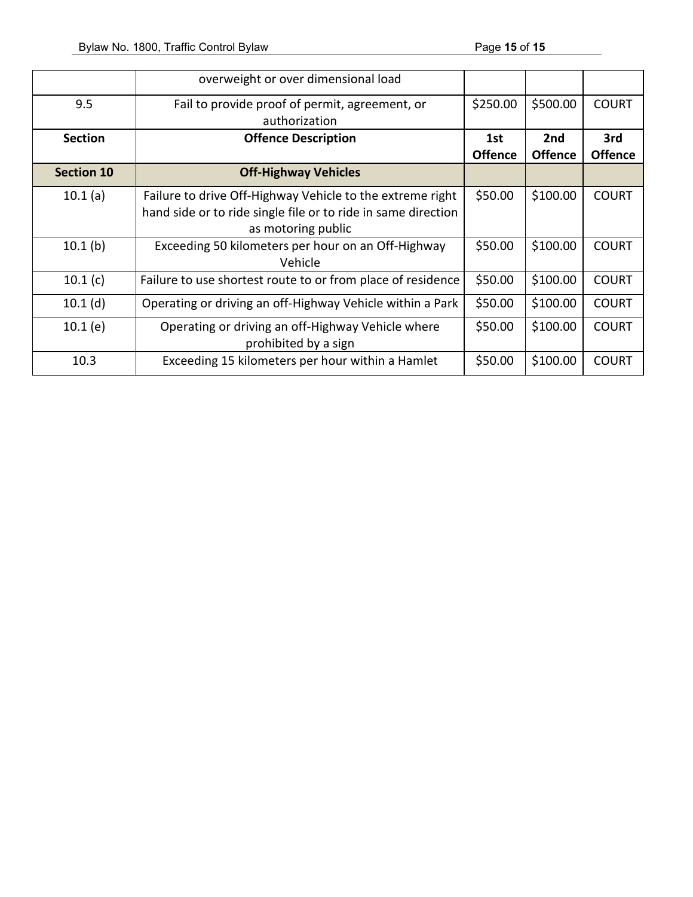| | | | | |
|---|---|---|---|---|
| | overweight or over dimensional load | | | |
| 9.5 | Fail to provide proof of permit, agreement, or authorization | $250.00 | $500.00 | COURT |
| **Section** | **Offence Description** | **1st Offence** | **2nd Offence** | **3rd Offence** |
| **Section 10** | **Off-Highway Vehicles** | | | |
| 10.1 (a) | Failure to drive Off-Highway Vehicle to the extreme right hand side or to ride single file or to ride in same direction as motoring public | $50.00 | $100.00 | COURT |
| 10.1 (b) | Exceeding 50 kilometers per hour on an Off-Highway Vehicle | $50.00 | $100.00 | COURT |
| 10.1 (c) | Failure to use shortest route to or from place of residence | $50.00 | $100.00 | COURT |
| 10.1 (d) | Operating or driving an off-Highway Vehicle within a Park | $50.00 | $100.00 | COURT |
| 10.1 (e) | Operating or driving an off-Highway Vehicle where prohibited by a sign | $50.00 | $100.00 | COURT |
| 10.3 | Exceeding 15 kilometers per hour within a Hamlet | $50.00 | $100.00 | COURT |